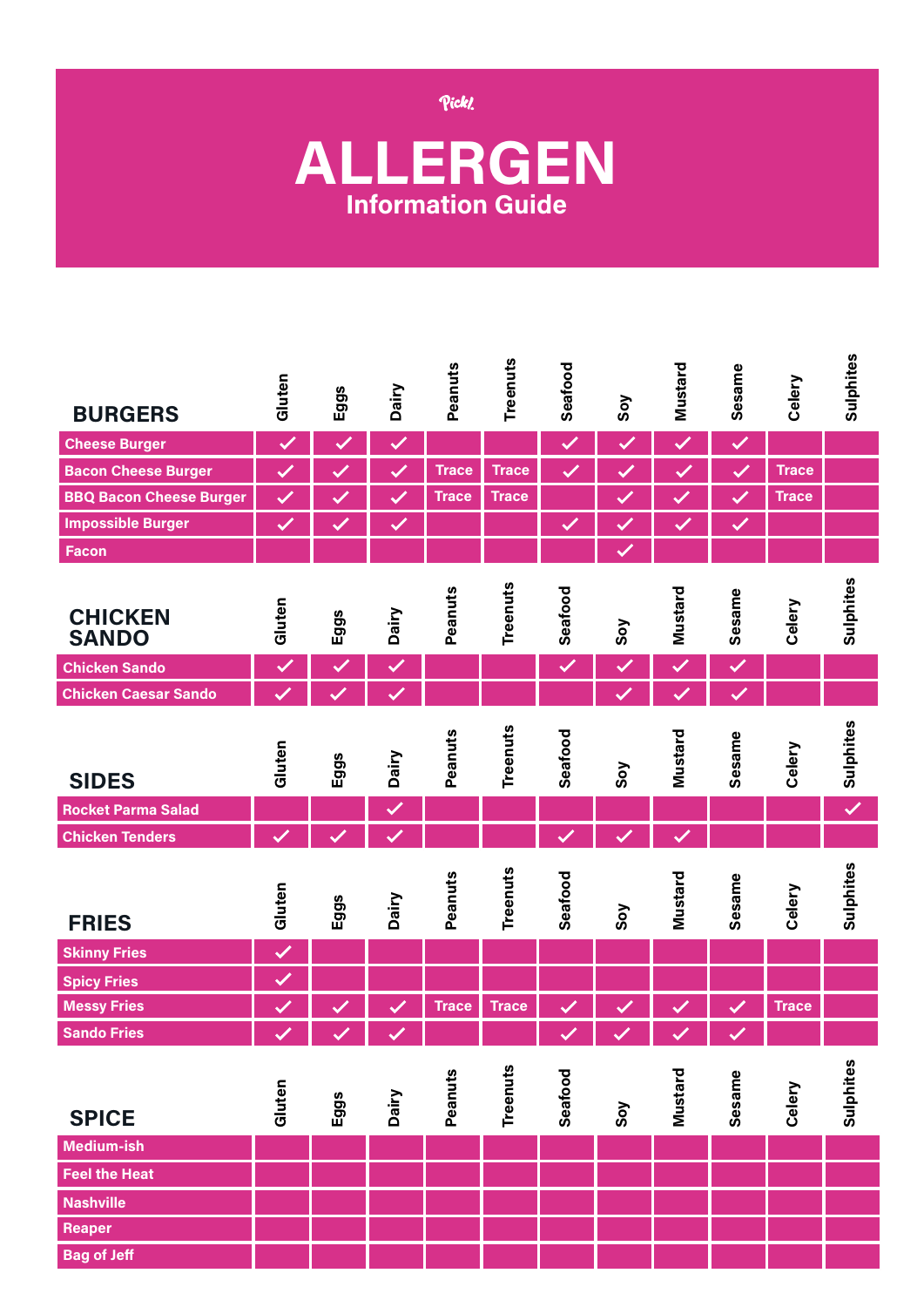Pickl.

# ALLERGEN

## Information Guide

| BURGERS | Gluten | Eggs | Dairy | Peanuts | Treenuts | Seafood | Soy | Mustard | Sesame | Celery | Sulphites |
|---|---|---|---|---|---|---|---|---|---|---|---|
| Cheese Burger | ✓ | ✓ | ✓ | | | ✓ | ✓ | ✓ | ✓ | | |
| Bacon Cheese Burger | ✓ | ✓ | ✓ | Trace | Trace | ✓ | ✓ | ✓ | ✓ | Trace | |
| BBQ Bacon Cheese Burger | ✓ | ✓ | ✓ | Trace | Trace | | ✓ | ✓ | ✓ | Trace | |
| Impossible Burger | ✓ | ✓ | ✓ | | | ✓ | ✓ | ✓ | ✓ | | |
| Facon | | | | | | | ✓ | | | | |

| CHICKEN SANDO | Gluten | Eggs | Dairy | Peanuts | Treenuts | Seafood | Soy | Mustard | Sesame | Celery | Sulphites |
|---|---|---|---|---|---|---|---|---|---|---|---|
| Chicken Sando | ✓ | ✓ | ✓ | | | ✓ | ✓ | ✓ | ✓ | | |
| Chicken Caesar Sando | ✓ | ✓ | ✓ | | | | ✓ | ✓ | ✓ | | |

| SIDES | Gluten | Eggs | Dairy | Peanuts | Treenuts | Seafood | Soy | Mustard | Sesame | Celery | Sulphites |
|---|---|---|---|---|---|---|---|---|---|---|---|
| Rocket Parma Salad | | | ✓ | | | | | | | | ✓ |
| Chicken Tenders | ✓ | ✓ | ✓ | | | ✓ | ✓ | ✓ | | | |

| FRIES | Gluten | Eggs | Dairy | Peanuts | Treenuts | Seafood | Soy | Mustard | Sesame | Celery | Sulphites |
|---|---|---|---|---|---|---|---|---|---|---|---|
| Skinny Fries | ✓ | | | | | | | | | | |
| Spicy Fries | ✓ | | | | | | | | | | |
| Messy Fries | ✓ | ✓ | ✓ | Trace | Trace | ✓ | ✓ | ✓ | ✓ | Trace | |
| Sando Fries | ✓ | ✓ | ✓ | | | ✓ | ✓ | ✓ | ✓ | | |

| SPICE | Gluten | Eggs | Dairy | Peanuts | Treenuts | Seafood | Soy | Mustard | Sesame | Celery | Sulphites |
|---|---|---|---|---|---|---|---|---|---|---|---|
| Medium-ish | | | | | | | | | | | |
| Feel the Heat | | | | | | | | | | | |
| Nashville | | | | | | | | | | | |
| Reaper | | | | | | | | | | | |
| Bag of Jeff | | | | | | | | | | | |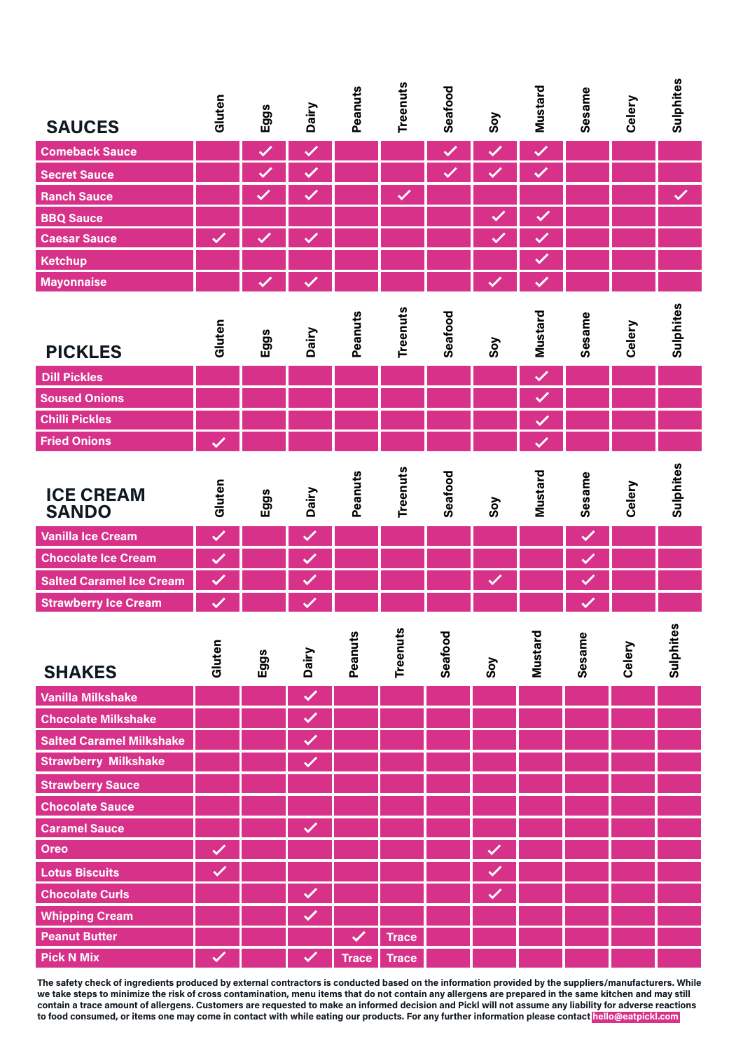| SAUCES | Gluten | Eggs | Dairy | Peanuts | Treenuts | Seafood | Soy | Mustard | Sesame | Celery | Sulphites |
|---|---|---|---|---|---|---|---|---|---|---|---|
| Comeback Sauce | | ✓ | ✓ | | | ✓ | ✓ | ✓ | | | |
| Secret Sauce | | ✓ | ✓ | | | ✓ | ✓ | ✓ | | | |
| Ranch Sauce | | ✓ | ✓ | | ✓ | | | | | | ✓ |
| BBQ Sauce | | | | | | | ✓ | ✓ | | | |
| Caesar Sauce | ✓ | ✓ | ✓ | | | | ✓ | ✓ | | | |
| Ketchup | | | | | | | | ✓ | | | |
| Mayonnaise | | ✓ | ✓ | | | | ✓ | ✓ | | | |

| PICKLES | Gluten | Eggs | Dairy | Peanuts | Treenuts | Seafood | Soy | Mustard | Sesame | Celery | Sulphites |
|---|---|---|---|---|---|---|---|---|---|---|---|
| Dill Pickles | | | | | | | | ✓ | | | |
| Soused Onions | | | | | | | | ✓ | | | |
| Chilli Pickles | | | | | | | | ✓ | | | |
| Fried Onions | ✓ | | | | | | | ✓ | | | |

| ICE CREAM SANDO | Gluten | Eggs | Dairy | Peanuts | Treenuts | Seafood | Soy | Mustard | Sesame | Celery | Sulphites |
|---|---|---|---|---|---|---|---|---|---|---|---|
| Vanilla Ice Cream | ✓ | | ✓ | | | | | | ✓ | | |
| Chocolate Ice Cream | ✓ | | ✓ | | | | | | ✓ | | |
| Salted Caramel Ice Cream | ✓ | | ✓ | | | | ✓ | | ✓ | | |
| Strawberry Ice Cream | ✓ | | ✓ | | | | | | ✓ | | |

| SHAKES | Gluten | Eggs | Dairy | Peanuts | Treenuts | Seafood | Soy | Mustard | Sesame | Celery | Sulphites |
|---|---|---|---|---|---|---|---|---|---|---|---|
| Vanilla Milkshake | | | ✓ | | | | | | | | |
| Chocolate Milkshake | | | ✓ | | | | | | | | |
| Salted Caramel Milkshake | | | ✓ | | | | | | | | |
| Strawberry Milkshake | | | ✓ | | | | | | | | |
| Strawberry Sauce | | | | | | | | | | | |
| Chocolate Sauce | | | | | | | | | | | |
| Caramel Sauce | | | ✓ | | | | | | | | |
| Oreo | ✓ | | | | | | ✓ | | | | |
| Lotus Biscuits | ✓ | | | | | | ✓ | | | | |
| Chocolate Curls | | | ✓ | | | | ✓ | | | | |
| Whipping Cream | | | ✓ | | | | | | | | |
| Peanut Butter | | | | ✓ | Trace | | | | | | |
| Pick N Mix | ✓ | | ✓ | Trace | Trace | | | | | | |

**The safety check of ingredients produced by external contractors is conducted based on the information provided by the suppliers/manufacturers. While we take steps to minimize the risk of cross contamination, menu items that do not contain any allergens are prepared in the same kitchen and may still contain a trace amount of allergens. Customers are requested to make an informed decision and Pickl will not assume any liability for adverse reactions to food consumed, or items one may come in contact with while eating our products. For any further information please contact hello@eatpickl.com**